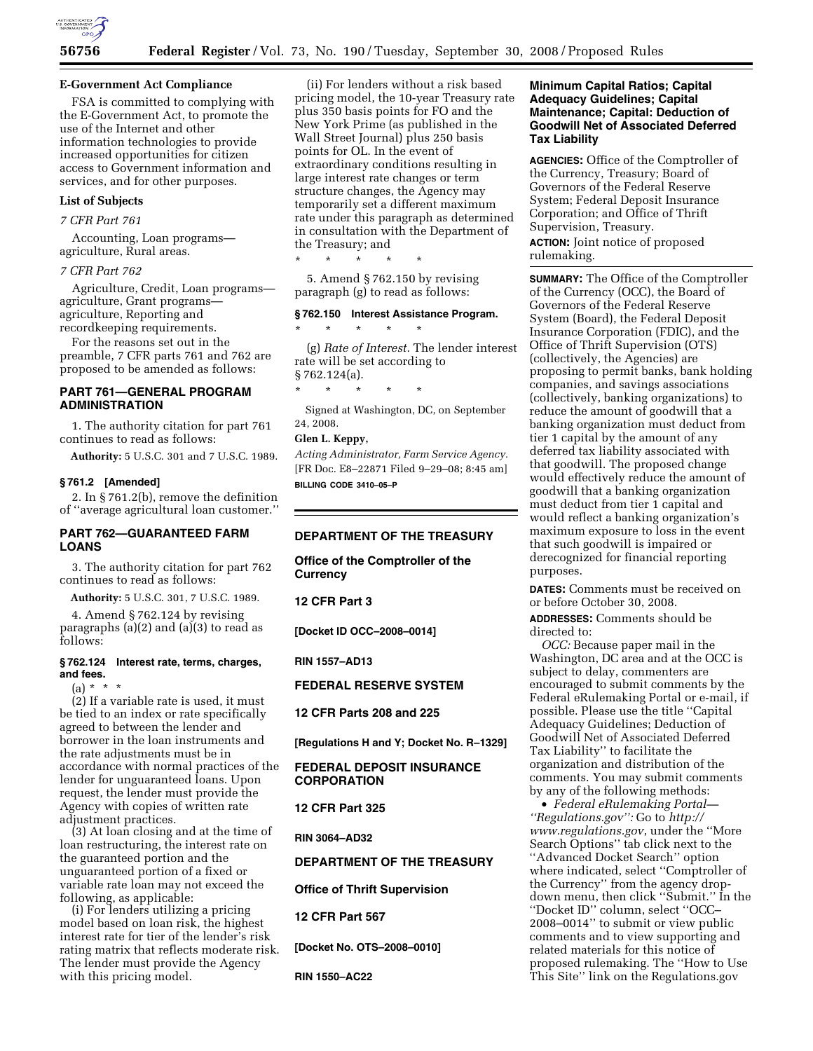**E-Government Act Compliance**

FSA is committed to complying with the E-Government Act, to promote the use of the Internet and other information technologies to provide increased opportunities for citizen access to Government information and services, and for other purposes.

**List of Subjects**

*7 CFR Part 761*

Accounting, Loan programs—agriculture, Rural areas.

*7 CFR Part 762*

Agriculture, Credit, Loan programs—agriculture, Grant programs—agriculture, Reporting and recordkeeping requirements.

For the reasons set out in the preamble, 7 CFR parts 761 and 762 are proposed to be amended as follows:

## PART 761—GENERAL PROGRAM ADMINISTRATION

1. The authority citation for part 761 continues to read as follows:

**Authority:** 5 U.S.C. 301 and 7 U.S.C. 1989.

**§ 761.2 [Amended]**

2. In § 761.2(b), remove the definition of ''average agricultural loan customer.''

## PART 762—GUARANTEED FARM LOANS

3. The authority citation for part 762 continues to read as follows:

**Authority:** 5 U.S.C. 301, 7 U.S.C. 1989.

4. Amend § 762.124 by revising paragraphs (a)(2) and (a)(3) to read as follows:

**§ 762.124 Interest rate, terms, charges, and fees.**

(a) * * *

(2) If a variable rate is used, it must be tied to an index or rate specifically agreed to between the lender and borrower in the loan instruments and the rate adjustments must be in accordance with normal practices of the lender for unguaranteed loans. Upon request, the lender must provide the Agency with copies of written rate adjustment practices.

(3) At loan closing and at the time of loan restructuring, the interest rate on the guaranteed portion and the unguaranteed portion of a fixed or variable rate loan may not exceed the following, as applicable:

(i) For lenders utilizing a pricing model based on loan risk, the highest interest rate for tier of the lender's risk rating matrix that reflects moderate risk. The lender must provide the Agency with this pricing model.

(ii) For lenders without a risk based pricing model, the 10-year Treasury rate plus 350 basis points for FO and the New York Prime (as published in the Wall Street Journal) plus 250 basis points for OL. In the event of extraordinary conditions resulting in large interest rate changes or term structure changes, the Agency may temporarily set a different maximum rate under this paragraph as determined in consultation with the Department of the Treasury; and

\* \* \* \* \*

5. Amend § 762.150 by revising paragraph (g) to read as follows:

**§ 762.150 Interest Assistance Program.**

\* \* \* \* \*

(g) *Rate of Interest.* The lender interest rate will be set according to § 762.124(a).

\* \* \* \* \*

Signed at Washington, DC, on September 24, 2008.

**Glen L. Keppy,**

*Acting Administrator, Farm Service Agency.*

[FR Doc. E8–22871 Filed 9–29–08; 8:45 am]

**BILLING CODE 3410–05–P**

---

## DEPARTMENT OF THE TREASURY

### Office of the Comptroller of the Currency

**12 CFR Part 3**

**[Docket ID OCC–2008–0014]**

**RIN 1557–AD13**

## FEDERAL RESERVE SYSTEM

**12 CFR Parts 208 and 225**

**[Regulations H and Y; Docket No. R–1329]**

## FEDERAL DEPOSIT INSURANCE CORPORATION

**12 CFR Part 325**

**RIN 3064–AD32**

## DEPARTMENT OF THE TREASURY

### Office of Thrift Supervision

**12 CFR Part 567**

**[Docket No. OTS–2008–0010]**

**RIN 1550–AC22**

## Minimum Capital Ratios; Capital Adequacy Guidelines; Capital Maintenance; Capital: Deduction of Goodwill Net of Associated Deferred Tax Liability

**AGENCIES:** Office of the Comptroller of the Currency, Treasury; Board of Governors of the Federal Reserve System; Federal Deposit Insurance Corporation; and Office of Thrift Supervision, Treasury.

**ACTION:** Joint notice of proposed rulemaking.

**SUMMARY:** The Office of the Comptroller of the Currency (OCC), the Board of Governors of the Federal Reserve System (Board), the Federal Deposit Insurance Corporation (FDIC), and the Office of Thrift Supervision (OTS) (collectively, the Agencies) are proposing to permit banks, bank holding companies, and savings associations (collectively, banking organizations) to reduce the amount of goodwill that a banking organization must deduct from tier 1 capital by the amount of any deferred tax liability associated with that goodwill. The proposed change would effectively reduce the amount of goodwill that a banking organization must deduct from tier 1 capital and would reflect a banking organization's maximum exposure to loss in the event that such goodwill is impaired or derecognized for financial reporting purposes.

**DATES:** Comments must be received on or before October 30, 2008.

**ADDRESSES:** Comments should be directed to:

*OCC:* Because paper mail in the Washington, DC area and at the OCC is subject to delay, commenters are encouraged to submit comments by the Federal eRulemaking Portal or e-mail, if possible. Please use the title ''Capital Adequacy Guidelines; Deduction of Goodwill Net of Associated Deferred Tax Liability'' to facilitate the organization and distribution of the comments. You may submit comments by any of the following methods:

- *Federal eRulemaking Portal—''Regulations.gov'':* Go to *http://www.regulations.gov*, under the ''More Search Options'' tab click next to the ''Advanced Docket Search'' option where indicated, select ''Comptroller of the Currency'' from the agency drop-down menu, then click ''Submit.'' In the ''Docket ID'' column, select ''OCC–2008–0014'' to submit or view public comments and to view supporting and related materials for this notice of proposed rulemaking. The ''How to Use This Site'' link on the Regulations.gov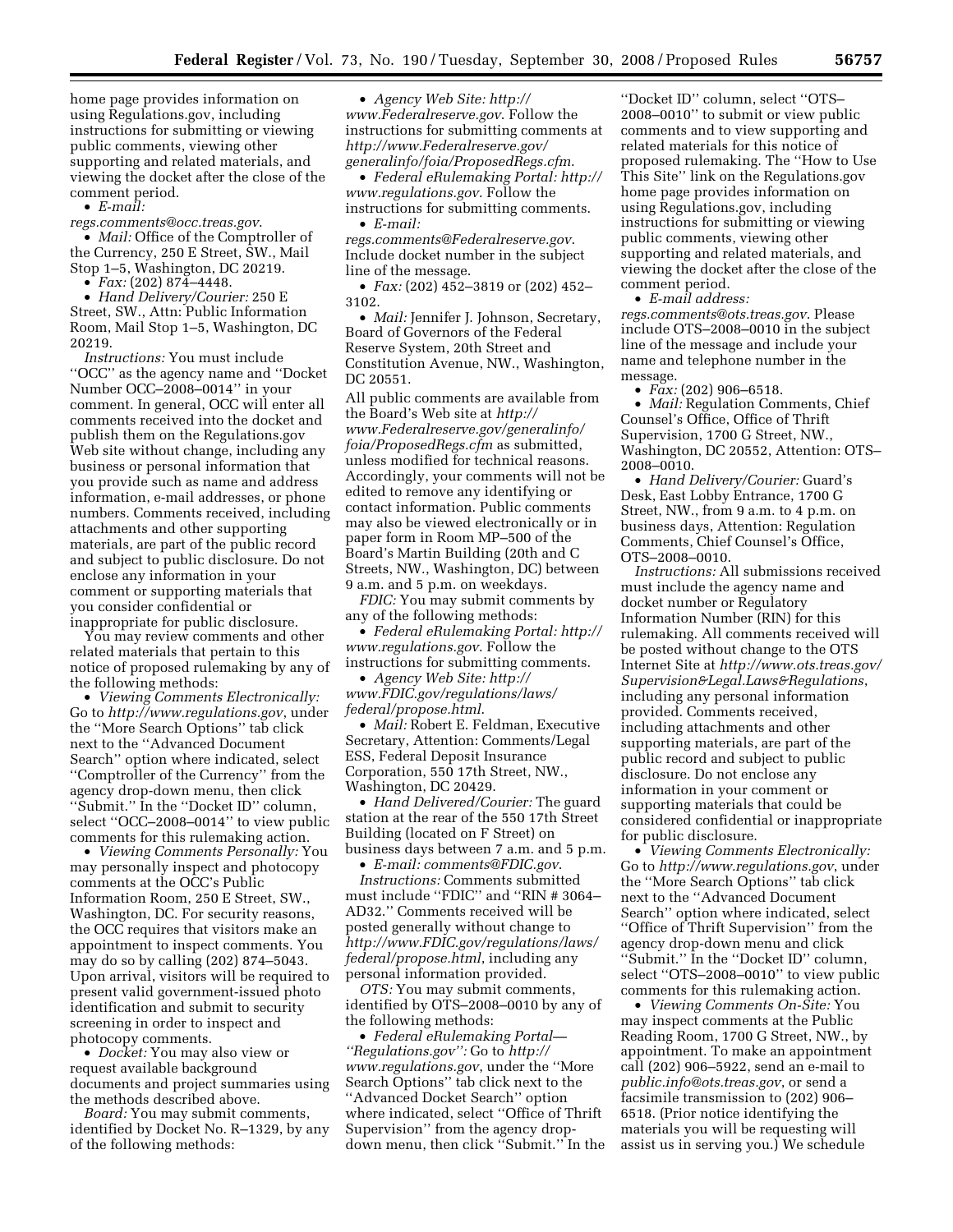home page provides information on using Regulations.gov, including instructions for submitting or viewing public comments, viewing other supporting and related materials, and viewing the docket after the close of the comment period.

- *E-mail: regs.comments@occ.treas.gov*.
- *Mail:* Office of the Comptroller of the Currency, 250 E Street, SW., Mail Stop 1–5, Washington, DC 20219.
- *Fax:* (202) 874–4448.
- *Hand Delivery/Courier:* 250 E Street, SW., Attn: Public Information Room, Mail Stop 1–5, Washington, DC 20219.

*Instructions:* You must include ''OCC'' as the agency name and ''Docket Number OCC–2008–0014'' in your comment. In general, OCC will enter all comments received into the docket and publish them on the Regulations.gov Web site without change, including any business or personal information that you provide such as name and address information, e-mail addresses, or phone numbers. Comments received, including attachments and other supporting materials, are part of the public record and subject to public disclosure. Do not enclose any information in your comment or supporting materials that you consider confidential or inappropriate for public disclosure.

You may review comments and other related materials that pertain to this notice of proposed rulemaking by any of the following methods:

- *Viewing Comments Electronically:* Go to *http://www.regulations.gov*, under the ''More Search Options'' tab click next to the ''Advanced Document Search'' option where indicated, select ''Comptroller of the Currency'' from the agency drop-down menu, then click ''Submit.'' In the ''Docket ID'' column, select ''OCC–2008–0014'' to view public comments for this rulemaking action.
- *Viewing Comments Personally:* You may personally inspect and photocopy comments at the OCC's Public Information Room, 250 E Street, SW., Washington, DC. For security reasons, the OCC requires that visitors make an appointment to inspect comments. You may do so by calling (202) 874–5043. Upon arrival, visitors will be required to present valid government-issued photo identification and submit to security screening in order to inspect and photocopy comments.
- *Docket:* You may also view or request available background documents and project summaries using the methods described above.

*Board:* You may submit comments, identified by Docket No. R–1329, by any of the following methods:

- *Agency Web Site: http://www.Federalreserve.gov*. Follow the instructions for submitting comments at *http://www.Federalreserve.gov/generalinfo/foia/ProposedRegs.cfm*.
- *Federal eRulemaking Portal: http://www.regulations.gov*. Follow the instructions for submitting comments.
- *E-mail: regs.comments@Federalreserve.gov*. Include docket number in the subject line of the message.
- *Fax:* (202) 452–3819 or (202) 452–3102.
- *Mail:* Jennifer J. Johnson, Secretary, Board of Governors of the Federal Reserve System, 20th Street and Constitution Avenue, NW., Washington, DC 20551.

All public comments are available from the Board's Web site at *http://www.Federalreserve.gov/generalinfo/foia/ProposedRegs.cfm* as submitted, unless modified for technical reasons. Accordingly, your comments will not be edited to remove any identifying or contact information. Public comments may also be viewed electronically or in paper form in Room MP–500 of the Board's Martin Building (20th and C Streets, NW., Washington, DC) between 9 a.m. and 5 p.m. on weekdays.

*FDIC:* You may submit comments by any of the following methods:

- *Federal eRulemaking Portal: http://www.regulations.gov*. Follow the instructions for submitting comments.
- *Agency Web Site: http://www.FDIC.gov/regulations/laws/federal/propose.html*.
- *Mail:* Robert E. Feldman, Executive Secretary, Attention: Comments/Legal ESS, Federal Deposit Insurance Corporation, 550 17th Street, NW., Washington, DC 20429.
- *Hand Delivered/Courier:* The guard station at the rear of the 550 17th Street Building (located on F Street) on business days between 7 a.m. and 5 p.m.
- *E-mail: comments@FDIC.gov*.

*Instructions:* Comments submitted must include ''FDIC'' and ''RIN # 3064–AD32.'' Comments received will be posted generally without change to *http://www.FDIC.gov/regulations/laws/federal/propose.html*, including any personal information provided.

*OTS:* You may submit comments, identified by OTS–2008–0010 by any of the following methods:

- *Federal eRulemaking Portal—''Regulations.gov'':* Go to *http://www.regulations.gov*, under the ''More Search Options'' tab click next to the ''Advanced Docket Search'' option where indicated, select ''Office of Thrift Supervision'' from the agency drop-down menu, then click ''Submit.'' In the ''Docket ID'' column, select ''OTS–2008–0010'' to submit or view public comments and to view supporting and related materials for this notice of proposed rulemaking. The ''How to Use This Site'' link on the Regulations.gov home page provides information on using Regulations.gov, including instructions for submitting or viewing public comments, viewing other supporting and related materials, and viewing the docket after the close of the comment period.
- *E-mail address: regs.comments@ots.treas.gov*. Please include OTS–2008–0010 in the subject line of the message and include your name and telephone number in the message.
- *Fax:* (202) 906–6518.
- *Mail:* Regulation Comments, Chief Counsel's Office, Office of Thrift Supervision, 1700 G Street, NW., Washington, DC 20552, Attention: OTS–2008–0010.
- *Hand Delivery/Courier:* Guard's Desk, East Lobby Entrance, 1700 G Street, NW., from 9 a.m. to 4 p.m. on business days, Attention: Regulation Comments, Chief Counsel's Office, OTS–2008–0010.

*Instructions:* All submissions received must include the agency name and docket number or Regulatory Information Number (RIN) for this rulemaking. All comments received will be posted without change to the OTS Internet Site at *http://www.ots.treas.gov/Supervision&Legal.Laws&Regulations*, including any personal information provided. Comments received, including attachments and other supporting materials, are part of the public record and subject to public disclosure. Do not enclose any information in your comment or supporting materials that could be considered confidential or inappropriate for public disclosure.

- *Viewing Comments Electronically:* Go to *http://www.regulations.gov*, under the ''More Search Options'' tab click next to the ''Advanced Document Search'' option where indicated, select ''Office of Thrift Supervision'' from the agency drop-down menu and click ''Submit.'' In the ''Docket ID'' column, select ''OTS–2008–0010'' to view public comments for this rulemaking action.
- *Viewing Comments On-Site:* You may inspect comments at the Public Reading Room, 1700 G Street, NW., by appointment. To make an appointment call (202) 906–5922, send an e-mail to *public.info@ots.treas.gov*, or send a facsimile transmission to (202) 906–6518. (Prior notice identifying the materials you will be requesting will assist us in serving you.) We schedule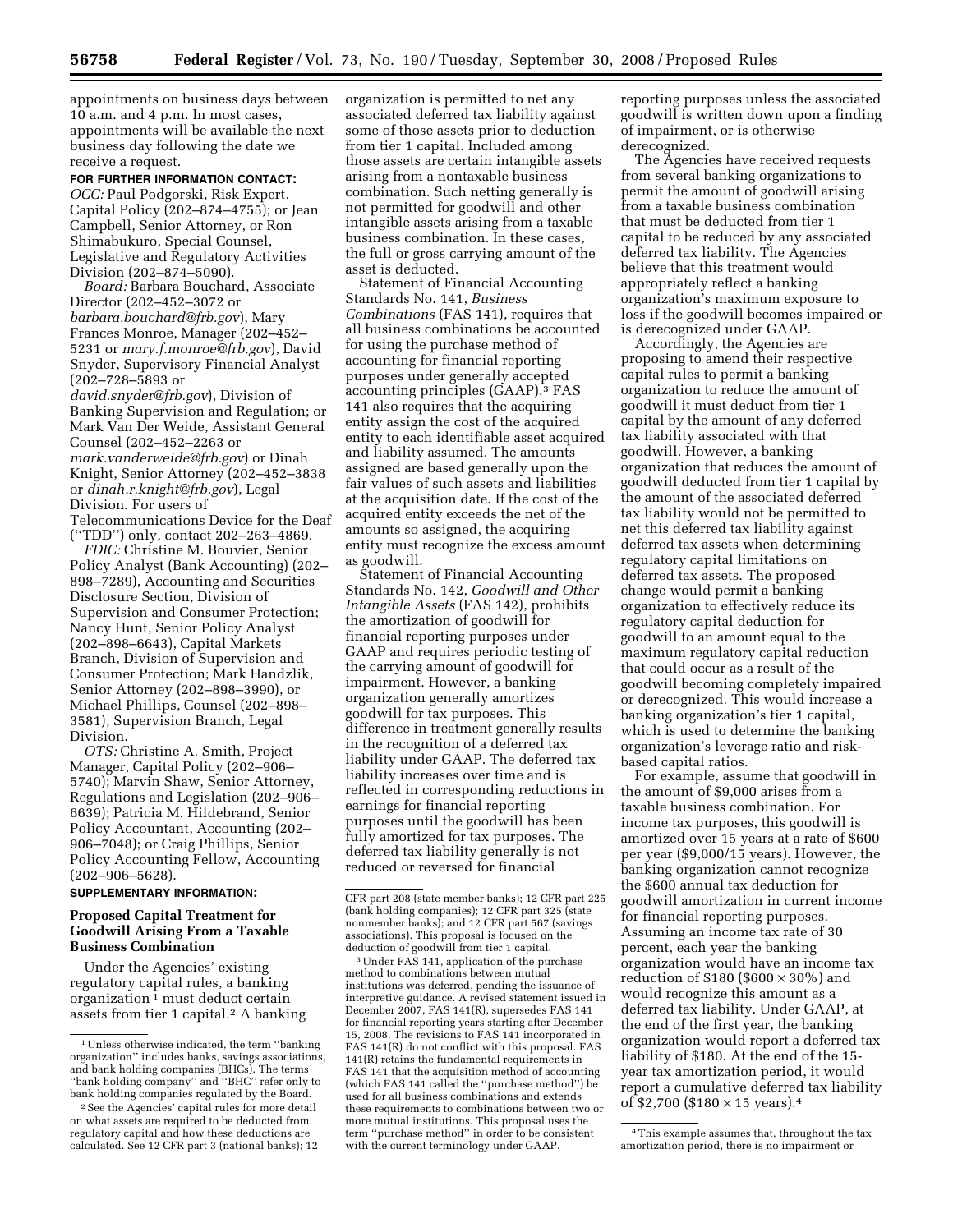appointments on business days between 10 a.m. and 4 p.m. In most cases, appointments will be available the next business day following the date we receive a request.

**FOR FURTHER INFORMATION CONTACT:**

*OCC:* Paul Podgorski, Risk Expert, Capital Policy (202–874–4755); or Jean Campbell, Senior Attorney, or Ron Shimabukuro, Special Counsel, Legislative and Regulatory Activities Division (202–874–5090).

*Board:* Barbara Bouchard, Associate Director (202–452–3072 or *barbara.bouchard@frb.gov*), Mary Frances Monroe, Manager (202–452–5231 or *mary.f.monroe@frb.gov*), David Snyder, Supervisory Financial Analyst (202–728–5893 or *david.snyder@frb.gov*), Division of Banking Supervision and Regulation; or Mark Van Der Weide, Assistant General Counsel (202–452–2263 or *mark.vanderweide@frb.gov*) or Dinah Knight, Senior Attorney (202–452–3838 or *dinah.r.knight@frb.gov*), Legal Division. For users of Telecommunications Device for the Deaf (''TDD'') only, contact 202–263–4869.

*FDIC:* Christine M. Bouvier, Senior Policy Analyst (Bank Accounting) (202–898–7289), Accounting and Securities Disclosure Section, Division of Supervision and Consumer Protection; Nancy Hunt, Senior Policy Analyst (202–898–6643), Capital Markets Branch, Division of Supervision and Consumer Protection; Mark Handzlik, Senior Attorney (202–898–3990), or Michael Phillips, Counsel (202–898–3581), Supervision Branch, Legal Division.

*OTS:* Christine A. Smith, Project Manager, Capital Policy (202–906–5740); Marvin Shaw, Senior Attorney, Regulations and Legislation (202–906–6639); Patricia M. Hildebrand, Senior Policy Accountant, Accounting (202–906–7048); or Craig Phillips, Senior Policy Accounting Fellow, Accounting (202–906–5628).

**SUPPLEMENTARY INFORMATION:**

## Proposed Capital Treatment for Goodwill Arising From a Taxable Business Combination

Under the Agencies' existing regulatory capital rules, a banking organization [1] must deduct certain assets from tier 1 capital.[2] A banking organization is permitted to net any associated deferred tax liability against some of those assets prior to deduction from tier 1 capital. Included among those assets are certain intangible assets arising from a nontaxable business combination. Such netting generally is not permitted for goodwill and other intangible assets arising from a taxable business combination. In these cases, the full or gross carrying amount of the asset is deducted.

Statement of Financial Accounting Standards No. 141, *Business Combinations* (FAS 141), requires that all business combinations be accounted for using the purchase method of accounting for financial reporting purposes under generally accepted accounting principles (GAAP).[3] FAS 141 also requires that the acquiring entity assign the cost of the acquired entity to each identifiable asset acquired and liability assumed. The amounts assigned are based generally upon the fair values of such assets and liabilities at the acquisition date. If the cost of the acquired entity exceeds the net of the amounts so assigned, the acquiring entity must recognize the excess amount as goodwill.

Statement of Financial Accounting Standards No. 142, *Goodwill and Other Intangible Assets* (FAS 142), prohibits the amortization of goodwill for financial reporting purposes under GAAP and requires periodic testing of the carrying amount of goodwill for impairment. However, a banking organization generally amortizes goodwill for tax purposes. This difference in treatment generally results in the recognition of a deferred tax liability under GAAP. The deferred tax liability increases over time and is reflected in corresponding reductions in earnings for financial reporting purposes until the goodwill has been fully amortized for tax purposes. The deferred tax liability generally is not reduced or reversed for financial reporting purposes unless the associated goodwill is written down upon a finding of impairment, or is otherwise derecognized.

The Agencies have received requests from several banking organizations to permit the amount of goodwill arising from a taxable business combination that must be deducted from tier 1 capital to be reduced by any associated deferred tax liability. The Agencies believe that this treatment would appropriately reflect a banking organization's maximum exposure to loss if the goodwill becomes impaired or is derecognized under GAAP.

Accordingly, the Agencies are proposing to amend their respective capital rules to permit a banking organization to reduce the amount of goodwill it must deduct from tier 1 capital by the amount of any deferred tax liability associated with that goodwill. However, a banking organization that reduces the amount of goodwill deducted from tier 1 capital by the amount of the associated deferred tax liability would not be permitted to net this deferred tax liability against deferred tax assets when determining regulatory capital limitations on deferred tax assets. The proposed change would permit a banking organization to effectively reduce its regulatory capital deduction for goodwill to an amount equal to the maximum regulatory capital reduction that could occur as a result of the goodwill becoming completely impaired or derecognized. This would increase a banking organization's tier 1 capital, which is used to determine the banking organization's leverage ratio and risk-based capital ratios.

For example, assume that goodwill in the amount of $9,000 arises from a taxable business combination. For income tax purposes, this goodwill is amortized over 15 years at a rate of $600 per year ($9,000/15 years). However, the banking organization cannot recognize the $600 annual tax deduction for goodwill amortization in current income for financial reporting purposes. Assuming an income tax rate of 30 percent, each year the banking organization would have an income tax reduction of $180 ($600 × 30%) and would recognize this amount as a deferred tax liability. Under GAAP, at the end of the first year, the banking organization would report a deferred tax liability of $180. At the end of the 15-year tax amortization period, it would report a cumulative deferred tax liability of $2,700 ($180 × 15 years).[4]

---

[1] Unless otherwise indicated, the term ''banking organization'' includes banks, savings associations, and bank holding companies (BHCs). The terms ''bank holding company'' and ''BHC'' refer only to bank holding companies regulated by the Board.

[2] See the Agencies' capital rules for more detail on what assets are required to be deducted from regulatory capital and how these deductions are calculated. See 12 CFR part 3 (national banks); 12 CFR part 208 (state member banks); 12 CFR part 225 (bank holding companies); 12 CFR part 325 (state nonmember banks); and 12 CFR part 567 (savings associations). This proposal is focused on the deduction of goodwill from tier 1 capital.

[3] Under FAS 141, application of the purchase method to combinations between mutual institutions was deferred, pending the issuance of interpretive guidance. A revised statement issued in December 2007, FAS 141(R), supersedes FAS 141 for financial reporting years starting after December 15, 2008. The revisions to FAS 141 incorporated in FAS 141(R) do not conflict with this proposal. FAS 141(R) retains the fundamental requirements in FAS 141 that the acquisition method of accounting (which FAS 141 called the ''purchase method'') be used for all business combinations and extends these requirements to combinations between two or more mutual institutions. This proposal uses the term ''purchase method'' in order to be consistent with the current terminology under GAAP.

[4] This example assumes that, throughout the tax amortization period, there is no impairment or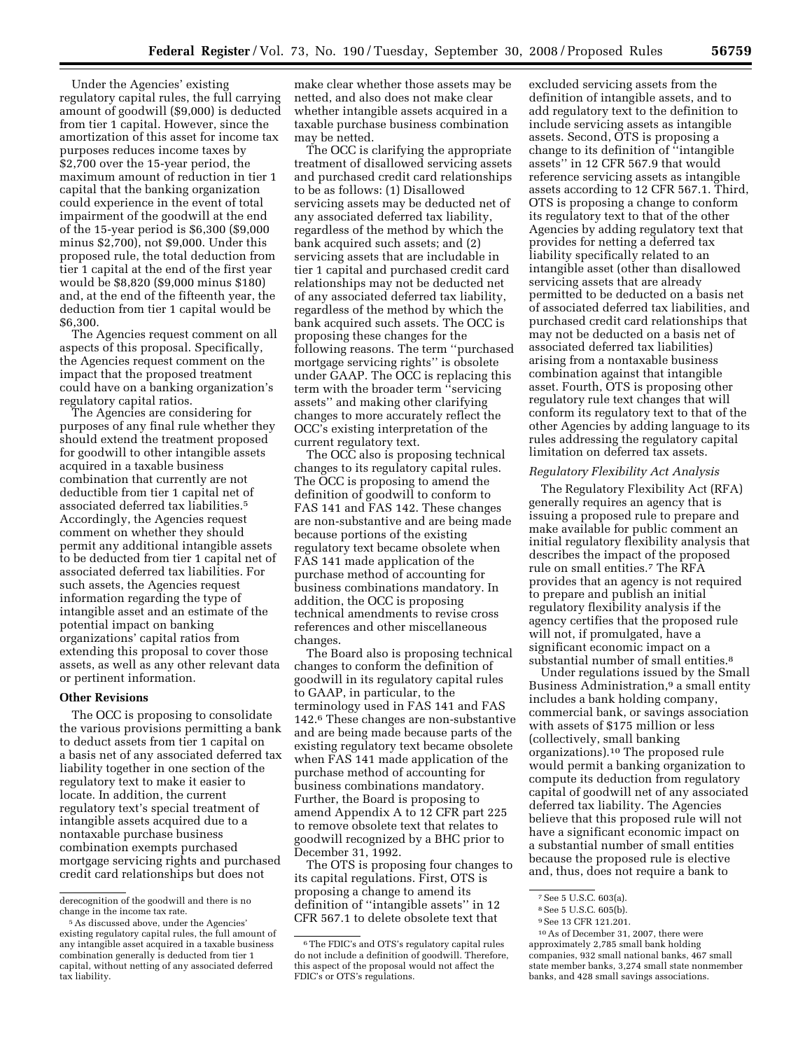Under the Agencies' existing regulatory capital rules, the full carrying amount of goodwill ($9,000) is deducted from tier 1 capital. However, since the amortization of this asset for income tax purposes reduces income taxes by $2,700 over the 15-year period, the maximum amount of reduction in tier 1 capital that the banking organization could experience in the event of total impairment of the goodwill at the end of the 15-year period is $6,300 ($9,000 minus $2,700), not $9,000. Under this proposed rule, the total deduction from tier 1 capital at the end of the first year would be $8,820 ($9,000 minus $180) and, at the end of the fifteenth year, the deduction from tier 1 capital would be $6,300.

The Agencies request comment on all aspects of this proposal. Specifically, the Agencies request comment on the impact that the proposed treatment could have on a banking organization's regulatory capital ratios.

The Agencies are considering for purposes of any final rule whether they should extend the treatment proposed for goodwill to other intangible assets acquired in a taxable business combination that currently are not deductible from tier 1 capital net of associated deferred tax liabilities.[5] Accordingly, the Agencies request comment on whether they should permit any additional intangible assets to be deducted from tier 1 capital net of associated deferred tax liabilities. For such assets, the Agencies request information regarding the type of intangible asset and an estimate of the potential impact on banking organizations' capital ratios from extending this proposal to cover those assets, as well as any other relevant data or pertinent information.

**Other Revisions**

The OCC is proposing to consolidate the various provisions permitting a bank to deduct assets from tier 1 capital on a basis net of any associated deferred tax liability together in one section of the regulatory text to make it easier to locate. In addition, the current regulatory text's special treatment of intangible assets acquired due to a nontaxable purchase business combination exempts purchased mortgage servicing rights and purchased credit card relationships but does not make clear whether those assets may be netted, and also does not make clear whether intangible assets acquired in a taxable purchase business combination may be netted.

The OCC is clarifying the appropriate treatment of disallowed servicing assets and purchased credit card relationships to be as follows: (1) Disallowed servicing assets may be deducted net of any associated deferred tax liability, regardless of the method by which the bank acquired such assets; and (2) servicing assets that are includable in tier 1 capital and purchased credit card relationships may not be deducted net of any associated deferred tax liability, regardless of the method by which the bank acquired such assets. The OCC is proposing these changes for the following reasons. The term "purchased mortgage servicing rights" is obsolete under GAAP. The OCC is replacing this term with the broader term "servicing assets" and making other clarifying changes to more accurately reflect the OCC's existing interpretation of the current regulatory text.

The OCC also is proposing technical changes to its regulatory capital rules. The OCC is proposing to amend the definition of goodwill to conform to FAS 141 and FAS 142. These changes are non-substantive and are being made because portions of the existing regulatory text became obsolete when FAS 141 made application of the purchase method of accounting for business combinations mandatory. In addition, the OCC is proposing technical amendments to revise cross references and other miscellaneous changes.

The Board also is proposing technical changes to conform the definition of goodwill in its regulatory capital rules to GAAP, in particular, to the terminology used in FAS 141 and FAS 142.[6] These changes are non-substantive and are being made because parts of the existing regulatory text became obsolete when FAS 141 made application of the purchase method of accounting for business combinations mandatory. Further, the Board is proposing to amend Appendix A to 12 CFR part 225 to remove obsolete text that relates to goodwill recognized by a BHC prior to December 31, 1992.

The OTS is proposing four changes to its capital regulations. First, OTS is proposing a change to amend its definition of "intangible assets" in 12 CFR 567.1 to delete obsolete text that excluded servicing assets from the definition of intangible assets, and to add regulatory text to the definition to include servicing assets as intangible assets. Second, OTS is proposing a change to its definition of "intangible assets" in 12 CFR 567.9 that would reference servicing assets as intangible assets according to 12 CFR 567.1. Third, OTS is proposing a change to conform its regulatory text to that of the other Agencies by adding regulatory text that provides for netting a deferred tax liability specifically related to an intangible asset (other than disallowed servicing assets that are already permitted to be deducted on a basis net of associated deferred tax liabilities, and purchased credit card relationships that may not be deducted on a basis net of associated deferred tax liabilities) arising from a nontaxable business combination against that intangible asset. Fourth, OTS is proposing other regulatory rule text changes that will conform its regulatory text to that of the other Agencies by adding language to its rules addressing the regulatory capital limitation on deferred tax assets.

*Regulatory Flexibility Act Analysis*

The Regulatory Flexibility Act (RFA) generally requires an agency that is issuing a proposed rule to prepare and make available for public comment an initial regulatory flexibility analysis that describes the impact of the proposed rule on small entities.[7] The RFA provides that an agency is not required to prepare and publish an initial regulatory flexibility analysis if the agency certifies that the proposed rule will not, if promulgated, have a significant economic impact on a substantial number of small entities.[8]

Under regulations issued by the Small Business Administration,[9] a small entity includes a bank holding company, commercial bank, or savings association with assets of $175 million or less (collectively, small banking organizations).[10] The proposed rule would permit a banking organization to compute its deduction from regulatory capital of goodwill net of any associated deferred tax liability. The Agencies believe that this proposed rule will not have a significant economic impact on a substantial number of small entities because the proposed rule is elective and, thus, does not require a bank to

---

derecognition of the goodwill and there is no change in the income tax rate.

[5] As discussed above, under the Agencies' existing regulatory capital rules, the full amount of any intangible asset acquired in a taxable business combination generally is deducted from tier 1 capital, without netting of any associated deferred tax liability.

[6] The FDIC's and OTS's regulatory capital rules do not include a definition of goodwill. Therefore, this aspect of the proposal would not affect the FDIC's or OTS's regulations.

[7] See 5 U.S.C. 603(a).

[8] See 5 U.S.C. 605(b).

[9] See 13 CFR 121.201.

[10] As of December 31, 2007, there were approximately 2,785 small bank holding companies, 932 small national banks, 467 small state member banks, 3,274 small state nonmember banks, and 428 small savings associations.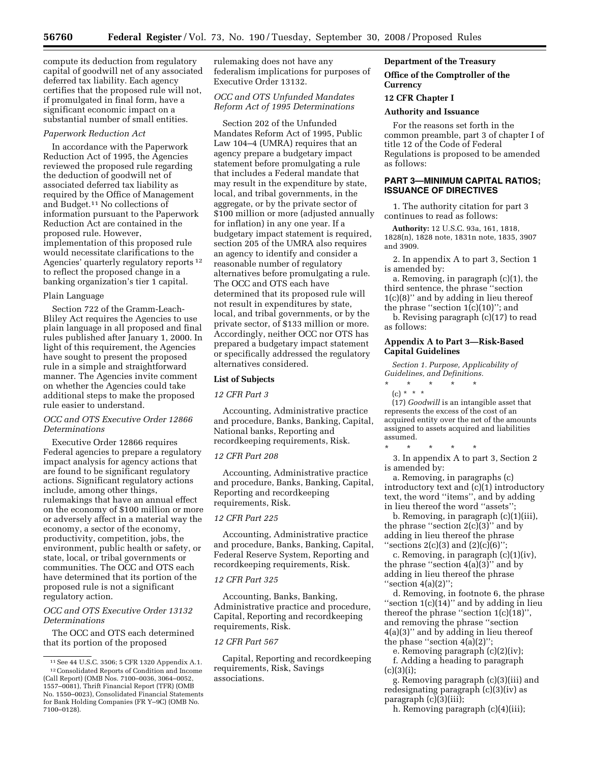compute its deduction from regulatory capital of goodwill net of any associated deferred tax liability. Each agency certifies that the proposed rule will not, if promulgated in final form, have a significant economic impact on a substantial number of small entities.

*Paperwork Reduction Act*

In accordance with the Paperwork Reduction Act of 1995, the Agencies reviewed the proposed rule regarding the deduction of goodwill net of associated deferred tax liability as required by the Office of Management and Budget.[11] No collections of information pursuant to the Paperwork Reduction Act are contained in the proposed rule. However, implementation of this proposed rule would necessitate clarifications to the Agencies' quarterly regulatory reports [12] to reflect the proposed change in a banking organization's tier 1 capital.

Plain Language

Section 722 of the Gramm-Leach-Bliley Act requires the Agencies to use plain language in all proposed and final rules published after January 1, 2000. In light of this requirement, the Agencies have sought to present the proposed rule in a simple and straightforward manner. The Agencies invite comment on whether the Agencies could take additional steps to make the proposed rule easier to understand.

*OCC and OTS Executive Order 12866 Determinations*

Executive Order 12866 requires Federal agencies to prepare a regulatory impact analysis for agency actions that are found to be significant regulatory actions. Significant regulatory actions include, among other things, rulemakings that have an annual effect on the economy of $100 million or more or adversely affect in a material way the economy, a sector of the economy, productivity, competition, jobs, the environment, public health or safety, or state, local, or tribal governments or communities. The OCC and OTS each have determined that its portion of the proposed rule is not a significant regulatory action.

*OCC and OTS Executive Order 13132 Determinations*

The OCC and OTS each determined that its portion of the proposed rulemaking does not have any federalism implications for purposes of Executive Order 13132.

*OCC and OTS Unfunded Mandates Reform Act of 1995 Determinations*

Section 202 of the Unfunded Mandates Reform Act of 1995, Public Law 104–4 (UMRA) requires that an agency prepare a budgetary impact statement before promulgating a rule that includes a Federal mandate that may result in the expenditure by state, local, and tribal governments, in the aggregate, or by the private sector of $100 million or more (adjusted annually for inflation) in any one year. If a budgetary impact statement is required, section 205 of the UMRA also requires an agency to identify and consider a reasonable number of regulatory alternatives before promulgating a rule. The OCC and OTS each have determined that its proposed rule will not result in expenditures by state, local, and tribal governments, or by the private sector, of $133 million or more. Accordingly, neither OCC nor OTS has prepared a budgetary impact statement or specifically addressed the regulatory alternatives considered.

**List of Subjects**

*12 CFR Part 3*

Accounting, Administrative practice and procedure, Banks, Banking, Capital, National banks, Reporting and recordkeeping requirements, Risk.

*12 CFR Part 208*

Accounting, Administrative practice and procedure, Banks, Banking, Capital, Reporting and recordkeeping requirements, Risk.

*12 CFR Part 225*

Accounting, Administrative practice and procedure, Banks, Banking, Capital, Federal Reserve System, Reporting and recordkeeping requirements, Risk.

*12 CFR Part 325*

Accounting, Banks, Banking, Administrative practice and procedure, Capital, Reporting and recordkeeping requirements, Risk.

*12 CFR Part 567*

Capital, Reporting and recordkeeping requirements, Risk, Savings associations.

**Department of the Treasury**

**Office of the Comptroller of the Currency**

**12 CFR Chapter I**

**Authority and Issuance**

For the reasons set forth in the common preamble, part 3 of chapter I of title 12 of the Code of Federal Regulations is proposed to be amended as follows:

## PART 3—MINIMUM CAPITAL RATIOS; ISSUANCE OF DIRECTIVES

1. The authority citation for part 3 continues to read as follows:

**Authority:** 12 U.S.C. 93a, 161, 1818, 1828(n), 1828 note, 1831n note, 1835, 3907 and 3909.

2. In appendix A to part 3, Section 1 is amended by:

a. Removing, in paragraph (c)(1), the third sentence, the phrase "section 1(c)(8)" and by adding in lieu thereof the phrase "section 1(c)(10)"; and

b. Revising paragraph (c)(17) to read as follows:

**Appendix A to Part 3—Risk-Based Capital Guidelines**

*Section 1. Purpose, Applicability of Guidelines, and Definitions.*

\* \* \* \* \*

(c) \* \* \*

(17) *Goodwill* is an intangible asset that represents the excess of the cost of an acquired entity over the net of the amounts assigned to assets acquired and liabilities assumed.

\* \* \* \* \*

3. In appendix A to part 3, Section 2 is amended by:

a. Removing, in paragraphs (c) introductory text and (c)(1) introductory text, the word "items", and by adding in lieu thereof the word "assets";

b. Removing, in paragraph (c)(1)(iii), the phrase "section 2(c)(3)" and by adding in lieu thereof the phrase "sections 2(c)(3) and (2)(c)(6)";

c. Removing, in paragraph (c)(1)(iv), the phrase "section 4(a)(3)" and by adding in lieu thereof the phrase "section 4(a)(2)";

d. Removing, in footnote 6, the phrase "section 1(c)(14)" and by adding in lieu thereof the phrase "section 1(c)(18)", and removing the phrase "section 4(a)(3)" and by adding in lieu thereof the phase "section 4(a)(2)";

e. Removing paragraph (c)(2)(iv);

f. Adding a heading to paragraph (c)(3)(i);

g. Removing paragraph (c)(3)(iii) and redesignating paragraph (c)(3)(iv) as paragraph (c)(3)(iii);

h. Removing paragraph (c)(4)(iii);

---

[11] See 44 U.S.C. 3506; 5 CFR 1320 Appendix A.1.

[12] Consolidated Reports of Condition and Income (Call Report) (OMB Nos. 7100–0036, 3064–0052, 1557–0081), Thrift Financial Report (TFR) (OMB No. 1550–0023), Consolidated Financial Statements for Bank Holding Companies (FR Y–9C) (OMB No. 7100–0128).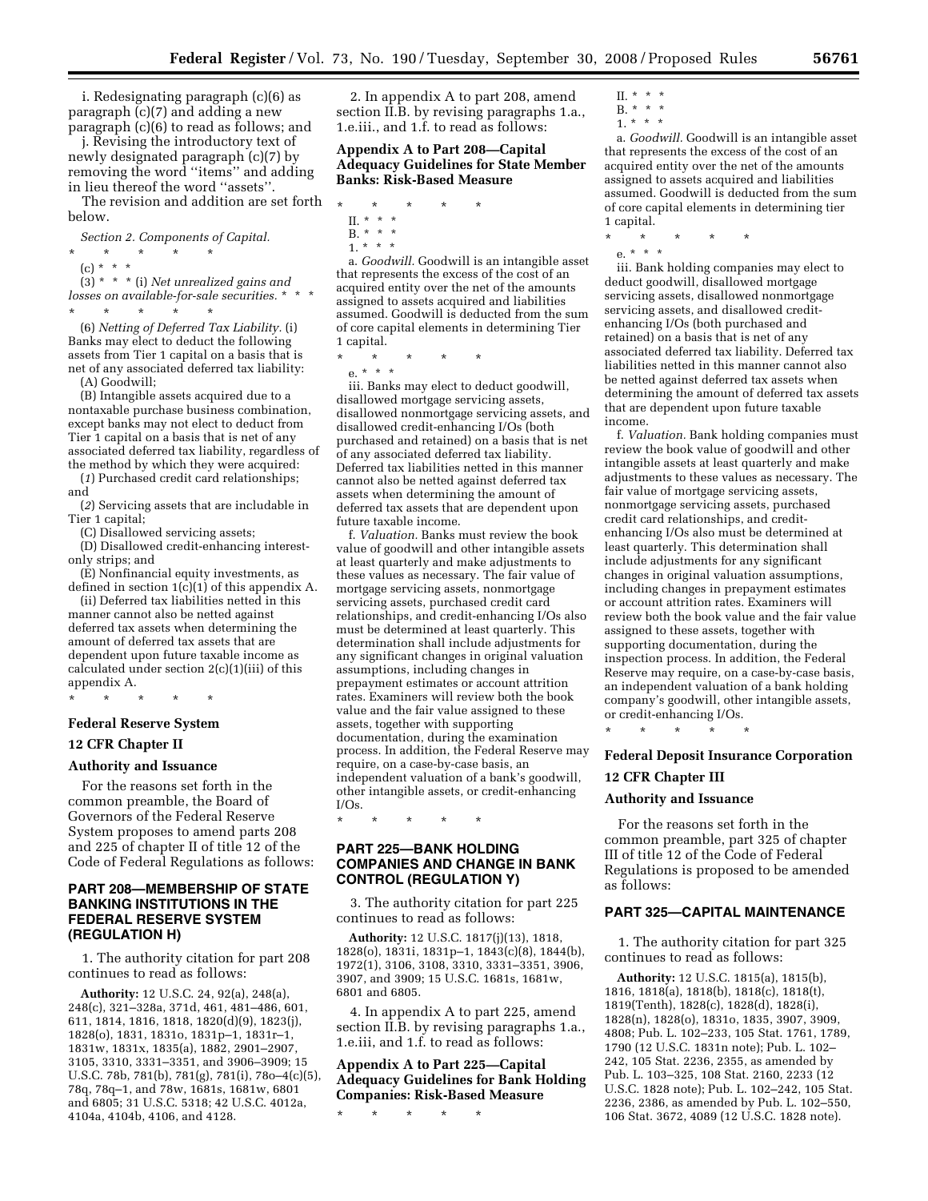i. Redesignating paragraph (c)(6) as paragraph (c)(7) and adding a new paragraph (c)(6) to read as follows; and

j. Revising the introductory text of newly designated paragraph (c)(7) by removing the word ''items'' and adding in lieu thereof the word ''assets''.

The revision and addition are set forth below.

*Section 2. Components of Capital.*

\* \* \* \* \*

(c) \* \* \*

(3) \* \* \* (i) *Net unrealized gains and losses on available-for-sale securities.* \* \* \*

\* \* \* \* \*

(6) *Netting of Deferred Tax Liability.* (i) Banks may elect to deduct the following assets from Tier 1 capital on a basis that is net of any associated deferred tax liability:

(A) Goodwill;

(B) Intangible assets acquired due to a nontaxable purchase business combination, except banks may not elect to deduct from Tier 1 capital on a basis that is net of any associated deferred tax liability, regardless of the method by which they were acquired:

(*1*) Purchased credit card relationships; and

(*2*) Servicing assets that are includable in Tier 1 capital;

(C) Disallowed servicing assets;

(D) Disallowed credit-enhancing interest-only strips; and

(E) Nonfinancial equity investments, as defined in section 1(c)(1) of this appendix A.

(ii) Deferred tax liabilities netted in this manner cannot also be netted against deferred tax assets when determining the amount of deferred tax assets that are dependent upon future taxable income as calculated under section 2(c)(1)(iii) of this appendix A.

\* \* \* \* \*

## Federal Reserve System

## 12 CFR Chapter II

## Authority and Issuance

For the reasons set forth in the common preamble, the Board of Governors of the Federal Reserve System proposes to amend parts 208 and 225 of chapter II of title 12 of the Code of Federal Regulations as follows:

## PART 208—MEMBERSHIP OF STATE BANKING INSTITUTIONS IN THE FEDERAL RESERVE SYSTEM (REGULATION H)

1. The authority citation for part 208 continues to read as follows:

**Authority:** 12 U.S.C. 24, 92(a), 248(a), 248(c), 321–328a, 371d, 461, 481–486, 601, 611, 1814, 1816, 1818, 1820(d)(9), 1823(j), 1828(o), 1831, 1831o, 1831p–1, 1831r–1, 1831w, 1831x, 1835(a), 1882, 2901–2907, 3105, 3310, 3331–3351, and 3906–3909; 15 U.S.C. 78b, 781(b), 781(g), 781(i), 78o–4(c)(5), 78q, 78q–1, and 78w, 1681s, 1681w, 6801 and 6805; 31 U.S.C. 5318; 42 U.S.C. 4012a, 4104a, 4104b, 4106, and 4128.

2. In appendix A to part 208, amend section II.B. by revising paragraphs 1.a., 1.e.iii., and 1.f. to read as follows:

### Appendix A to Part 208—Capital Adequacy Guidelines for State Member Banks: Risk-Based Measure

\* \* \* \* \*

II. \* \* \*

B. \* \* \*

1. \* \* \*

a. *Goodwill.* Goodwill is an intangible asset that represents the excess of the cost of an acquired entity over the net of the amounts assigned to assets acquired and liabilities assumed. Goodwill is deducted from the sum of core capital elements in determining Tier 1 capital.

\* \* \* \* \*

e. \* \* \*

iii. Banks may elect to deduct goodwill, disallowed mortgage servicing assets, disallowed nonmortgage servicing assets, and disallowed credit-enhancing I/Os (both purchased and retained) on a basis that is net of any associated deferred tax liability. Deferred tax liabilities netted in this manner cannot also be netted against deferred tax assets when determining the amount of deferred tax assets that are dependent upon future taxable income.

f. *Valuation.* Banks must review the book value of goodwill and other intangible assets at least quarterly and make adjustments to these values as necessary. The fair value of mortgage servicing assets, nonmortgage servicing assets, purchased credit card relationships, and credit-enhancing I/Os also must be determined at least quarterly. This determination shall include adjustments for any significant changes in original valuation assumptions, including changes in prepayment estimates or account attrition rates. Examiners will review both the book value and the fair value assigned to these assets, together with supporting documentation, during the examination process. In addition, the Federal Reserve may require, on a case-by-case basis, an independent valuation of a bank's goodwill, other intangible assets, or credit-enhancing I/Os.

\* \* \* \* \*

## PART 225—BANK HOLDING COMPANIES AND CHANGE IN BANK CONTROL (REGULATION Y)

3. The authority citation for part 225 continues to read as follows:

**Authority:** 12 U.S.C. 1817(j)(13), 1818, 1828(o), 1831i, 1831p–1, 1843(c)(8), 1844(b), 1972(1), 3106, 3108, 3310, 3331–3351, 3906, 3907, and 3909; 15 U.S.C. 1681s, 1681w, 6801 and 6805.

4. In appendix A to part 225, amend section II.B. by revising paragraphs 1.a., 1.e.iii, and 1.f. to read as follows:

### Appendix A to Part 225—Capital Adequacy Guidelines for Bank Holding Companies: Risk-Based Measure

\* \* \* \* \*

II. \* \* \*

B. \* \* \*

1. \* \* \*

a. *Goodwill.* Goodwill is an intangible asset that represents the excess of the cost of an acquired entity over the net of the amounts assigned to assets acquired and liabilities assumed. Goodwill is deducted from the sum of core capital elements in determining tier 1 capital.

\* \* \* \* \*

e. \* \* \*

iii. Bank holding companies may elect to deduct goodwill, disallowed mortgage servicing assets, disallowed nonmortgage servicing assets, and disallowed credit-enhancing I/Os (both purchased and retained) on a basis that is net of any associated deferred tax liability. Deferred tax liabilities netted in this manner cannot also be netted against deferred tax assets when determining the amount of deferred tax assets that are dependent upon future taxable income.

f. *Valuation.* Bank holding companies must review the book value of goodwill and other intangible assets at least quarterly and make adjustments to these values as necessary. The fair value of mortgage servicing assets, nonmortgage servicing assets, purchased credit card relationships, and credit-enhancing I/Os also must be determined at least quarterly. This determination shall include adjustments for any significant changes in original valuation assumptions, including changes in prepayment estimates or account attrition rates. Examiners will review both the book value and the fair value assigned to these assets, together with supporting documentation, during the inspection process. In addition, the Federal Reserve may require, on a case-by-case basis, an independent valuation of a bank holding company's goodwill, other intangible assets, or credit-enhancing I/Os.

\* \* \* \* \*

## Federal Deposit Insurance Corporation

## 12 CFR Chapter III

## Authority and Issuance

For the reasons set forth in the common preamble, part 325 of chapter III of title 12 of the Code of Federal Regulations is proposed to be amended as follows:

## PART 325—CAPITAL MAINTENANCE

1. The authority citation for part 325 continues to read as follows:

**Authority:** 12 U.S.C. 1815(a), 1815(b), 1816, 1818(a), 1818(b), 1818(c), 1818(t), 1819(Tenth), 1828(c), 1828(d), 1828(i), 1828(n), 1828(o), 1831o, 1835, 3907, 3909, 4808; Pub. L. 102–233, 105 Stat. 1761, 1789, 1790 (12 U.S.C. 1831n note); Pub. L. 102–242, 105 Stat. 2236, 2355, as amended by Pub. L. 103–325, 108 Stat. 2160, 2233 (12 U.S.C. 1828 note); Pub. L. 102–242, 105 Stat. 2236, 2386, as amended by Pub. L. 102–550, 106 Stat. 3672, 4089 (12 U.S.C. 1828 note).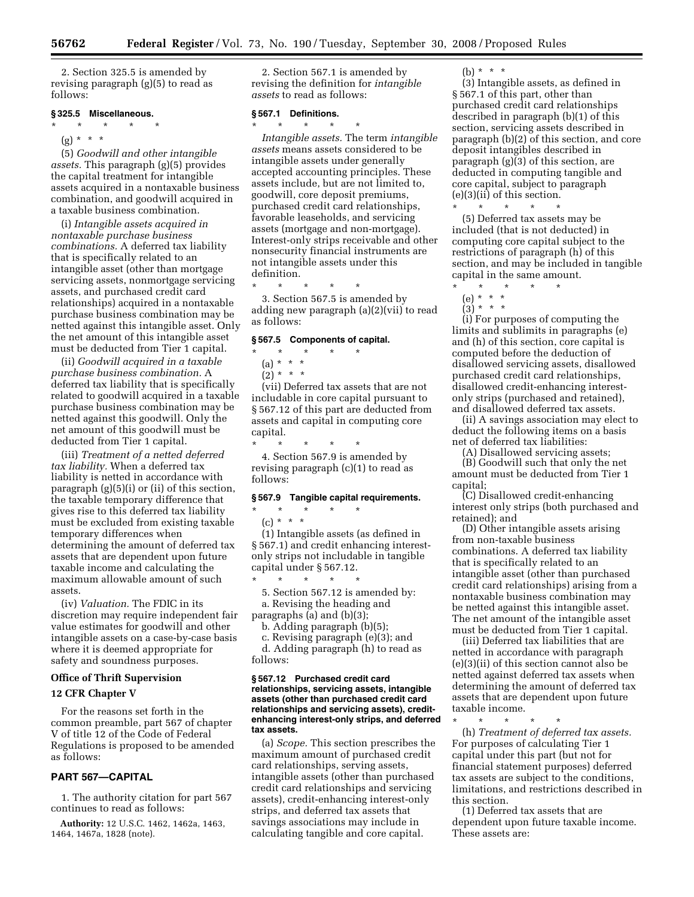2. Section 325.5 is amended by revising paragraph (g)(5) to read as follows:

### § 325.5 Miscellaneous.

\* \* \* \* \*

(g) \* \* \*

(5) *Goodwill and other intangible assets.* This paragraph (g)(5) provides the capital treatment for intangible assets acquired in a nontaxable business combination, and goodwill acquired in a taxable business combination.

(i) *Intangible assets acquired in nontaxable purchase business combinations.* A deferred tax liability that is specifically related to an intangible asset (other than mortgage servicing assets, nonmortgage servicing assets, and purchased credit card relationships) acquired in a nontaxable purchase business combination may be netted against this intangible asset. Only the net amount of this intangible asset must be deducted from Tier 1 capital.

(ii) *Goodwill acquired in a taxable purchase business combination.* A deferred tax liability that is specifically related to goodwill acquired in a taxable purchase business combination may be netted against this goodwill. Only the net amount of this goodwill must be deducted from Tier 1 capital.

(iii) *Treatment of a netted deferred tax liability.* When a deferred tax liability is netted in accordance with paragraph (g)(5)(i) or (ii) of this section, the taxable temporary difference that gives rise to this deferred tax liability must be excluded from existing taxable temporary differences when determining the amount of deferred tax assets that are dependent upon future taxable income and calculating the maximum allowable amount of such assets.

(iv) *Valuation.* The FDIC in its discretion may require independent fair value estimates for goodwill and other intangible assets on a case-by-case basis where it is deemed appropriate for safety and soundness purposes.

## Office of Thrift Supervision

## 12 CFR Chapter V

For the reasons set forth in the common preamble, part 567 of chapter V of title 12 of the Code of Federal Regulations is proposed to be amended as follows:

## PART 567—CAPITAL

1. The authority citation for part 567 continues to read as follows:

**Authority:** 12 U.S.C. 1462, 1462a, 1463, 1464, 1467a, 1828 (note).

2. Section 567.1 is amended by revising the definition for *intangible assets* to read as follows:

### § 567.1 Definitions.

\* \* \* \* \*

*Intangible assets.* The term *intangible assets* means assets considered to be intangible assets under generally accepted accounting principles. These assets include, but are not limited to, goodwill, core deposit premiums, purchased credit card relationships, favorable leaseholds, and servicing assets (mortgage and non-mortgage). Interest-only strips receivable and other nonsecurity financial instruments are not intangible assets under this definition.

\* \* \* \* \*

3. Section 567.5 is amended by adding new paragraph (a)(2)(vii) to read as follows:

### § 567.5 Components of capital.

\* \* \* \* \*

(a) \* \* \*

(2) \* \* \*

(vii) Deferred tax assets that are not includable in core capital pursuant to § 567.12 of this part are deducted from assets and capital in computing core capital.

\* \* \* \* \*

4. Section 567.9 is amended by revising paragraph (c)(1) to read as follows:

### § 567.9 Tangible capital requirements.

\* \* \* \* \*

(c) \* \* \*

(1) Intangible assets (as defined in § 567.1) and credit enhancing interest-only strips not includable in tangible capital under § 567.12.

\* \* \* \* \*

5. Section 567.12 is amended by:

a. Revising the heading and paragraphs (a) and (b)(3);

b. Adding paragraph (b)(5);

c. Revising paragraph (e)(3); and

d. Adding paragraph (h) to read as follows:

### § 567.12 Purchased credit card relationships, servicing assets, intangible assets (other than purchased credit card relationships and servicing assets), credit-enhancing interest-only strips, and deferred tax assets.

(a) *Scope.* This section prescribes the maximum amount of purchased credit card relationships, serving assets, intangible assets (other than purchased credit card relationships and servicing assets), credit-enhancing interest-only strips, and deferred tax assets that savings associations may include in calculating tangible and core capital.

(b) \* \* \*

(3) Intangible assets, as defined in § 567.1 of this part, other than purchased credit card relationships described in paragraph (b)(1) of this section, servicing assets described in paragraph (b)(2) of this section, and core deposit intangibles described in paragraph (g)(3) of this section, are deducted in computing tangible and core capital, subject to paragraph (e)(3)(ii) of this section.

\* \* \* \* \*

(5) Deferred tax assets may be included (that is not deducted) in computing core capital subject to the restrictions of paragraph (h) of this section, and may be included in tangible capital in the same amount.

\* \* \* \* \*

(e) \* \* \*

(3) \* \* \*

(i) For purposes of computing the limits and sublimits in paragraphs (e) and (h) of this section, core capital is computed before the deduction of disallowed servicing assets, disallowed purchased credit card relationships, disallowed credit-enhancing interest-only strips (purchased and retained), and disallowed deferred tax assets.

(ii) A savings association may elect to deduct the following items on a basis net of deferred tax liabilities:

(A) Disallowed servicing assets;

(B) Goodwill such that only the net amount must be deducted from Tier 1 capital;

(C) Disallowed credit-enhancing interest only strips (both purchased and retained); and

(D) Other intangible assets arising from non-taxable business combinations. A deferred tax liability that is specifically related to an intangible asset (other than purchased credit card relationships) arising from a nontaxable business combination may be netted against this intangible asset. The net amount of the intangible asset must be deducted from Tier 1 capital.

(iii) Deferred tax liabilities that are netted in accordance with paragraph (e)(3)(ii) of this section cannot also be netted against deferred tax assets when determining the amount of deferred tax assets that are dependent upon future taxable income.

\* \* \* \* \*

(h) *Treatment of deferred tax assets.* For purposes of calculating Tier 1 capital under this part (but not for financial statement purposes) deferred tax assets are subject to the conditions, limitations, and restrictions described in this section.

(1) Deferred tax assets that are dependent upon future taxable income. These assets are: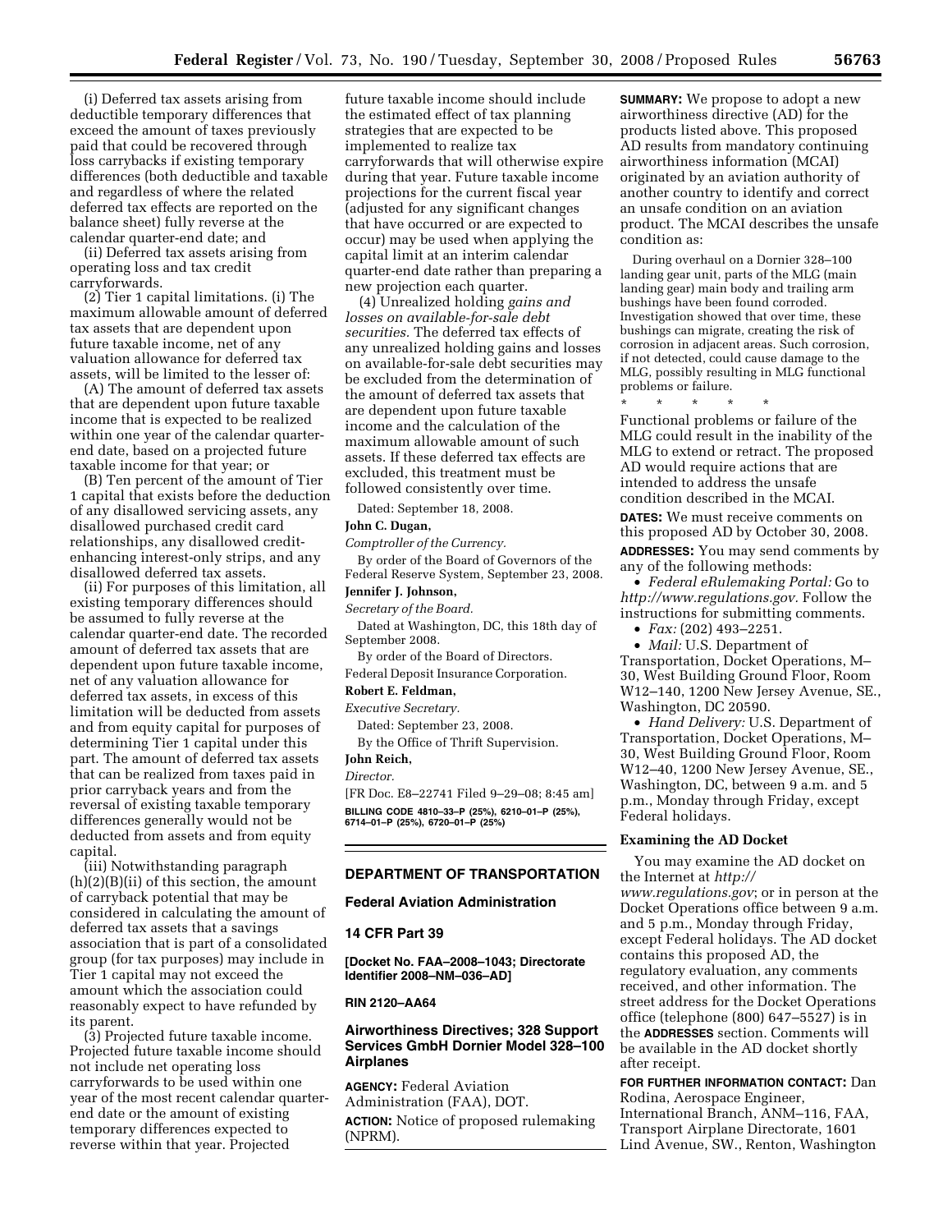(i) Deferred tax assets arising from deductible temporary differences that exceed the amount of taxes previously paid that could be recovered through loss carrybacks if existing temporary differences (both deductible and taxable and regardless of where the related deferred tax effects are reported on the balance sheet) fully reverse at the calendar quarter-end date; and

(ii) Deferred tax assets arising from operating loss and tax credit carryforwards.

(2) Tier 1 capital limitations. (i) The maximum allowable amount of deferred tax assets that are dependent upon future taxable income, net of any valuation allowance for deferred tax assets, will be limited to the lesser of:

(A) The amount of deferred tax assets that are dependent upon future taxable income that is expected to be realized within one year of the calendar quarter-end date, based on a projected future taxable income for that year; or

(B) Ten percent of the amount of Tier 1 capital that exists before the deduction of any disallowed servicing assets, any disallowed purchased credit card relationships, any disallowed credit-enhancing interest-only strips, and any disallowed deferred tax assets.

(ii) For purposes of this limitation, all existing temporary differences should be assumed to fully reverse at the calendar quarter-end date. The recorded amount of deferred tax assets that are dependent upon future taxable income, net of any valuation allowance for deferred tax assets, in excess of this limitation will be deducted from assets and from equity capital for purposes of determining Tier 1 capital under this part. The amount of deferred tax assets that can be realized from taxes paid in prior carryback years and from the reversal of existing taxable temporary differences generally would not be deducted from assets and from equity capital.

(iii) Notwithstanding paragraph (h)(2)(B)(ii) of this section, the amount of carryback potential that may be considered in calculating the amount of deferred tax assets that a savings association that is part of a consolidated group (for tax purposes) may include in Tier 1 capital may not exceed the amount which the association could reasonably expect to have refunded by its parent.

(3) Projected future taxable income. Projected future taxable income should not include net operating loss carryforwards to be used within one year of the most recent calendar quarter-end date or the amount of existing temporary differences expected to reverse within that year. Projected future taxable income should include the estimated effect of tax planning strategies that are expected to be implemented to realize tax carryforwards that will otherwise expire during that year. Future taxable income projections for the current fiscal year (adjusted for any significant changes that have occurred or are expected to occur) may be used when applying the capital limit at an interim calendar quarter-end date rather than preparing a new projection each quarter.

(4) Unrealized holding *gains and losses on available-for-sale debt securities.* The deferred tax effects of any unrealized holding gains and losses on available-for-sale debt securities may be excluded from the determination of the amount of deferred tax assets that are dependent upon future taxable income and the calculation of the maximum allowable amount of such assets. If these deferred tax effects are excluded, this treatment must be followed consistently over time.

Dated: September 18, 2008.

**John C. Dugan,**

*Comptroller of the Currency.*

By order of the Board of Governors of the Federal Reserve System, September 23, 2008.

**Jennifer J. Johnson,**

*Secretary of the Board.*

Dated at Washington, DC, this 18th day of September 2008.

By order of the Board of Directors.

Federal Deposit Insurance Corporation.

**Robert E. Feldman,**

*Executive Secretary.*

Dated: September 23, 2008.

By the Office of Thrift Supervision.

**John Reich,**

*Director.*

[FR Doc. E8–22741 Filed 9–29–08; 8:45 am]

**BILLING CODE 4810–33–P (25%), 6210–01–P (25%), 6714–01–P (25%), 6720–01–P (25%)**

## DEPARTMENT OF TRANSPORTATION

### Federal Aviation Administration

### 14 CFR Part 39

**[Docket No. FAA–2008–1043; Directorate Identifier 2008–NM–036–AD]**

**RIN 2120–AA64**

### Airworthiness Directives; 328 Support Services GmbH Dornier Model 328–100 Airplanes

**AGENCY:** Federal Aviation Administration (FAA), DOT.

**ACTION:** Notice of proposed rulemaking (NPRM).

**SUMMARY:** We propose to adopt a new airworthiness directive (AD) for the products listed above. This proposed AD results from mandatory continuing airworthiness information (MCAI) originated by an aviation authority of another country to identify and correct an unsafe condition on an aviation product. The MCAI describes the unsafe condition as:

> During overhaul on a Dornier 328–100 landing gear unit, parts of the MLG (main landing gear) main body and trailing arm bushings have been found corroded. Investigation showed that over time, these bushings can migrate, creating the risk of corrosion in adjacent areas. Such corrosion, if not detected, could cause damage to the MLG, possibly resulting in MLG functional problems or failure.
>
> \* \* \* \* \*

Functional problems or failure of the MLG could result in the inability of the MLG to extend or retract. The proposed AD would require actions that are intended to address the unsafe condition described in the MCAI.

**DATES:** We must receive comments on this proposed AD by October 30, 2008.

**ADDRESSES:** You may send comments by any of the following methods:

- *Federal eRulemaking Portal:* Go to *http://www.regulations.gov.* Follow the instructions for submitting comments.
- *Fax:* (202) 493–2251.
- *Mail:* U.S. Department of Transportation, Docket Operations, M–30, West Building Ground Floor, Room W12–140, 1200 New Jersey Avenue, SE., Washington, DC 20590.
- *Hand Delivery:* U.S. Department of Transportation, Docket Operations, M–30, West Building Ground Floor, Room W12–40, 1200 New Jersey Avenue, SE., Washington, DC, between 9 a.m. and 5 p.m., Monday through Friday, except Federal holidays.

#### Examining the AD Docket

You may examine the AD docket on the Internet at *http://www.regulations.gov*; or in person at the Docket Operations office between 9 a.m. and 5 p.m., Monday through Friday, except Federal holidays. The AD docket contains this proposed AD, the regulatory evaluation, any comments received, and other information. The street address for the Docket Operations office (telephone (800) 647–5527) is in the **ADDRESSES** section. Comments will be available in the AD docket shortly after receipt.

**FOR FURTHER INFORMATION CONTACT:** Dan Rodina, Aerospace Engineer, International Branch, ANM–116, FAA, Transport Airplane Directorate, 1601 Lind Avenue, SW., Renton, Washington